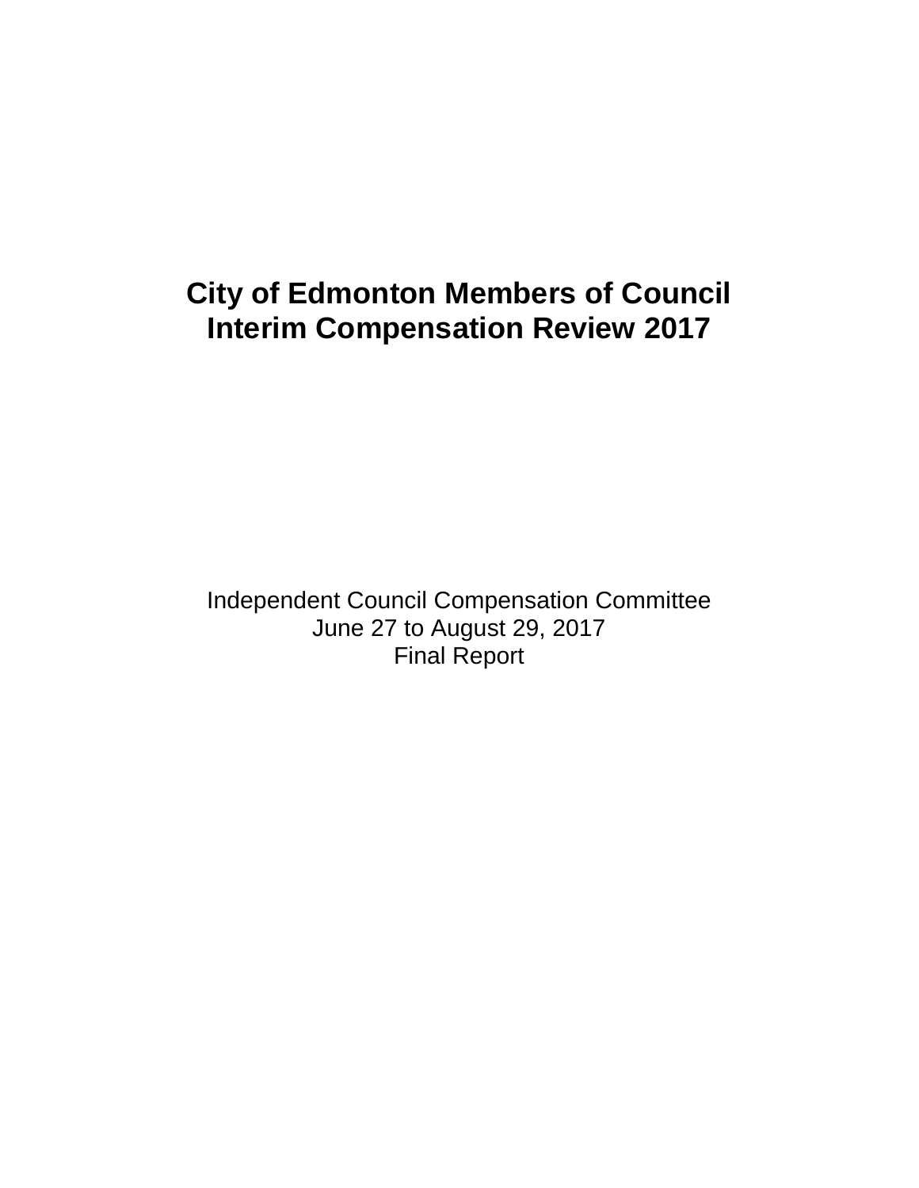# City of Edmonton Members of Council Interim Compensation Review 2017

Independent Council Compensation Committee
June 27 to August 29, 2017
Final Report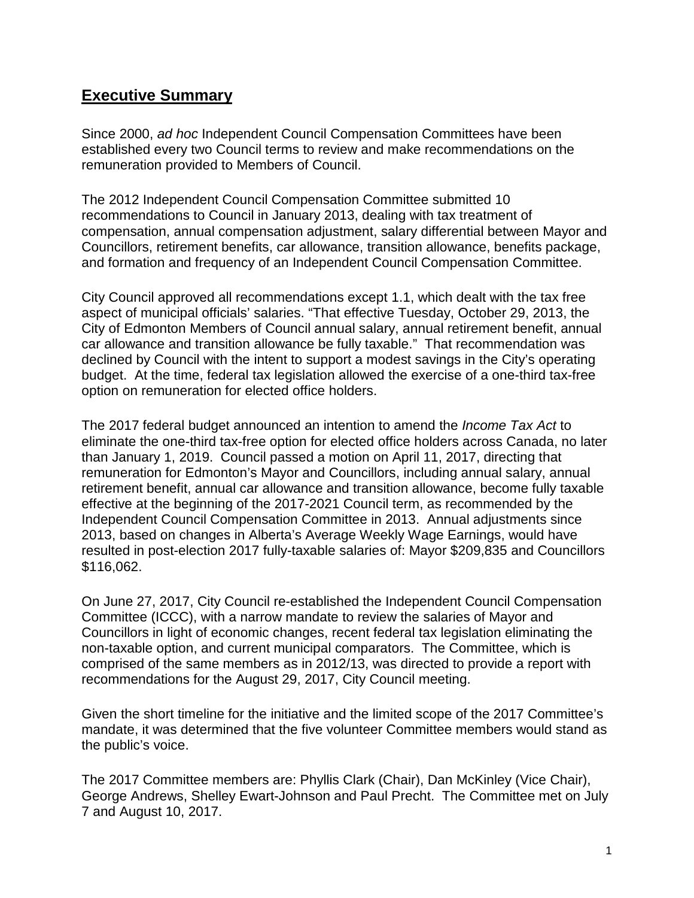## **Executive Summary**

Since 2000, *ad hoc* Independent Council Compensation Committees have been established every two Council terms to review and make recommendations on the remuneration provided to Members of Council.

The 2012 Independent Council Compensation Committee submitted 10 recommendations to Council in January 2013, dealing with tax treatment of compensation, annual compensation adjustment, salary differential between Mayor and Councillors, retirement benefits, car allowance, transition allowance, benefits package, and formation and frequency of an Independent Council Compensation Committee.

City Council approved all recommendations except 1.1, which dealt with the tax free aspect of municipal officials' salaries. "That effective Tuesday, October 29, 2013, the City of Edmonton Members of Council annual salary, annual retirement benefit, annual car allowance and transition allowance be fully taxable." That recommendation was declined by Council with the intent to support a modest savings in the City's operating budget. At the time, federal tax legislation allowed the exercise of a one-third tax-free option on remuneration for elected office holders.

The 2017 federal budget announced an intention to amend the *Income Tax Act* to eliminate the one-third tax-free option for elected office holders across Canada, no later than January 1, 2019. Council passed a motion on April 11, 2017, directing that remuneration for Edmonton's Mayor and Councillors, including annual salary, annual retirement benefit, annual car allowance and transition allowance, become fully taxable effective at the beginning of the 2017-2021 Council term, as recommended by the Independent Council Compensation Committee in 2013. Annual adjustments since 2013, based on changes in Alberta's Average Weekly Wage Earnings, would have resulted in post-election 2017 fully-taxable salaries of: Mayor $209,835 and Councillors $116,062.

On June 27, 2017, City Council re-established the Independent Council Compensation Committee (ICCC), with a narrow mandate to review the salaries of Mayor and Councillors in light of economic changes, recent federal tax legislation eliminating the non-taxable option, and current municipal comparators. The Committee, which is comprised of the same members as in 2012/13, was directed to provide a report with recommendations for the August 29, 2017, City Council meeting.

Given the short timeline for the initiative and the limited scope of the 2017 Committee's mandate, it was determined that the five volunteer Committee members would stand as the public's voice.

The 2017 Committee members are: Phyllis Clark (Chair), Dan McKinley (Vice Chair), George Andrews, Shelley Ewart-Johnson and Paul Precht. The Committee met on July 7 and August 10, 2017.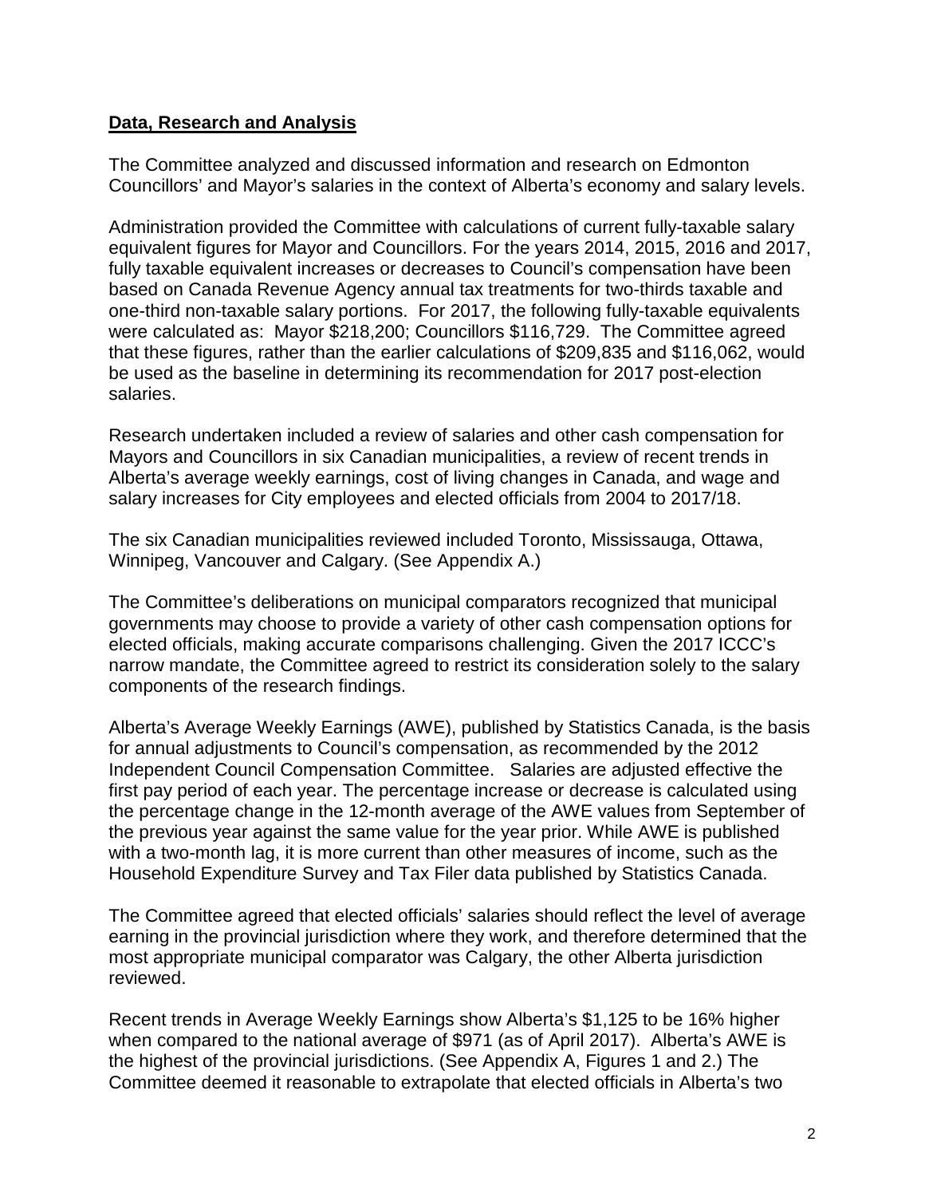**Data, Research and Analysis**

The Committee analyzed and discussed information and research on Edmonton Councillors' and Mayor's salaries in the context of Alberta's economy and salary levels.

Administration provided the Committee with calculations of current fully-taxable salary equivalent figures for Mayor and Councillors. For the years 2014, 2015, 2016 and 2017, fully taxable equivalent increases or decreases to Council's compensation have been based on Canada Revenue Agency annual tax treatments for two-thirds taxable and one-third non-taxable salary portions. For 2017, the following fully-taxable equivalents were calculated as: Mayor $218,200; Councillors $116,729. The Committee agreed that these figures, rather than the earlier calculations of $209,835 and $116,062, would be used as the baseline in determining its recommendation for 2017 post-election salaries.

Research undertaken included a review of salaries and other cash compensation for Mayors and Councillors in six Canadian municipalities, a review of recent trends in Alberta's average weekly earnings, cost of living changes in Canada, and wage and salary increases for City employees and elected officials from 2004 to 2017/18.

The six Canadian municipalities reviewed included Toronto, Mississauga, Ottawa, Winnipeg, Vancouver and Calgary. (See Appendix A.)

The Committee's deliberations on municipal comparators recognized that municipal governments may choose to provide a variety of other cash compensation options for elected officials, making accurate comparisons challenging. Given the 2017 ICCC's narrow mandate, the Committee agreed to restrict its consideration solely to the salary components of the research findings.

Alberta's Average Weekly Earnings (AWE), published by Statistics Canada, is the basis for annual adjustments to Council's compensation, as recommended by the 2012 Independent Council Compensation Committee. Salaries are adjusted effective the first pay period of each year. The percentage increase or decrease is calculated using the percentage change in the 12-month average of the AWE values from September of the previous year against the same value for the year prior. While AWE is published with a two-month lag, it is more current than other measures of income, such as the Household Expenditure Survey and Tax Filer data published by Statistics Canada.

The Committee agreed that elected officials' salaries should reflect the level of average earning in the provincial jurisdiction where they work, and therefore determined that the most appropriate municipal comparator was Calgary, the other Alberta jurisdiction reviewed.

Recent trends in Average Weekly Earnings show Alberta's $1,125 to be 16% higher when compared to the national average of $971 (as of April 2017). Alberta's AWE is the highest of the provincial jurisdictions. (See Appendix A, Figures 1 and 2.) The Committee deemed it reasonable to extrapolate that elected officials in Alberta's two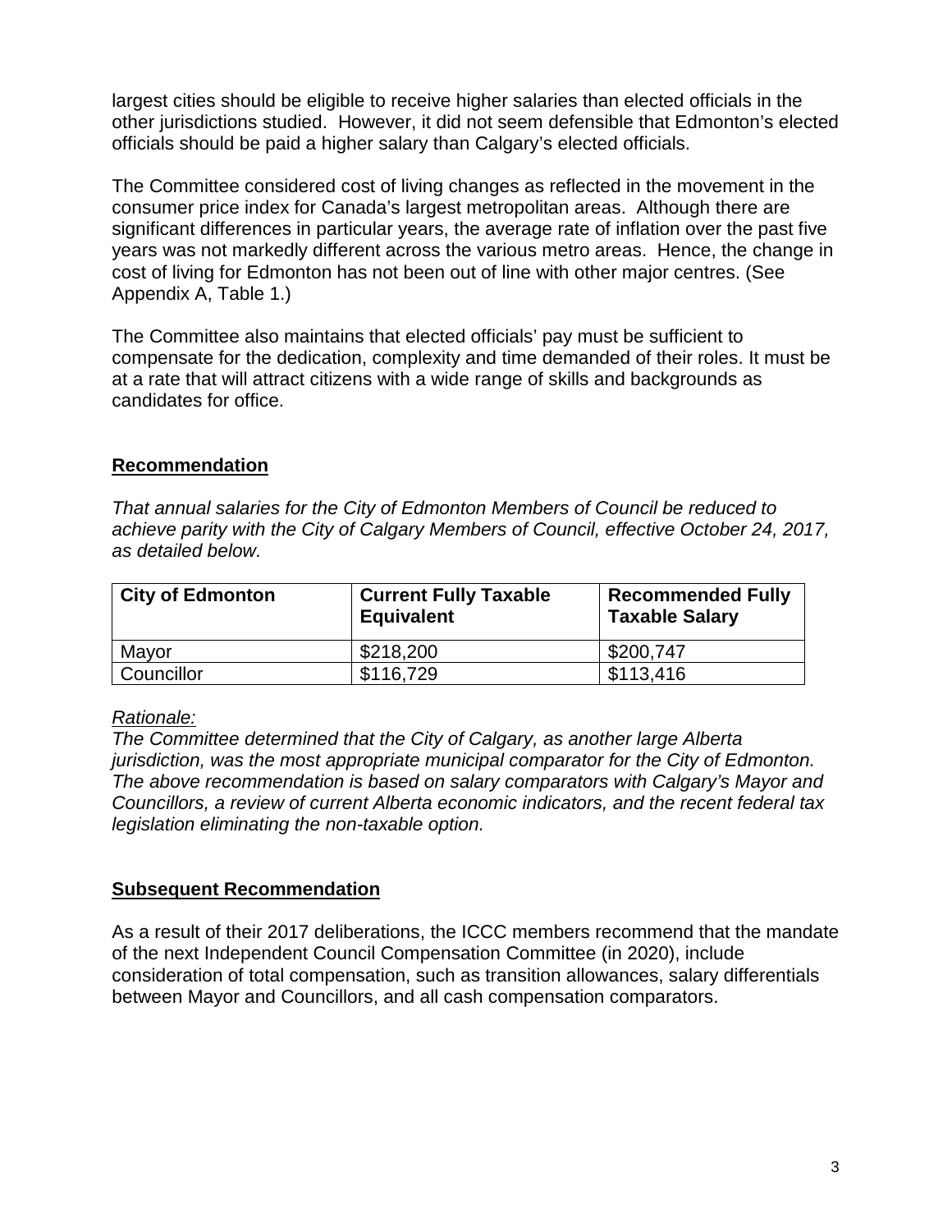largest cities should be eligible to receive higher salaries than elected officials in the other jurisdictions studied. However, it did not seem defensible that Edmonton's elected officials should be paid a higher salary than Calgary's elected officials.

The Committee considered cost of living changes as reflected in the movement in the consumer price index for Canada's largest metropolitan areas. Although there are significant differences in particular years, the average rate of inflation over the past five years was not markedly different across the various metro areas. Hence, the change in cost of living for Edmonton has not been out of line with other major centres. (See Appendix A, Table 1.)

The Committee also maintains that elected officials' pay must be sufficient to compensate for the dedication, complexity and time demanded of their roles. It must be at a rate that will attract citizens with a wide range of skills and backgrounds as candidates for office.

## Recommendation

*That annual salaries for the City of Edmonton Members of Council be reduced to achieve parity with the City of Calgary Members of Council, effective October 24, 2017, as detailed below.*

| City of Edmonton | Current Fully Taxable Equivalent | Recommended Fully Taxable Salary |
|---|---|---|
| Mayor | $218,200 | $200,747 |
| Councillor | $116,729 | $113,416 |

*Rationale:*
*The Committee determined that the City of Calgary, as another large Alberta jurisdiction, was the most appropriate municipal comparator for the City of Edmonton. The above recommendation is based on salary comparators with Calgary's Mayor and Councillors, a review of current Alberta economic indicators, and the recent federal tax legislation eliminating the non-taxable option.*

## Subsequent Recommendation

As a result of their 2017 deliberations, the ICCC members recommend that the mandate of the next Independent Council Compensation Committee (in 2020), include consideration of total compensation, such as transition allowances, salary differentials between Mayor and Councillors, and all cash compensation comparators.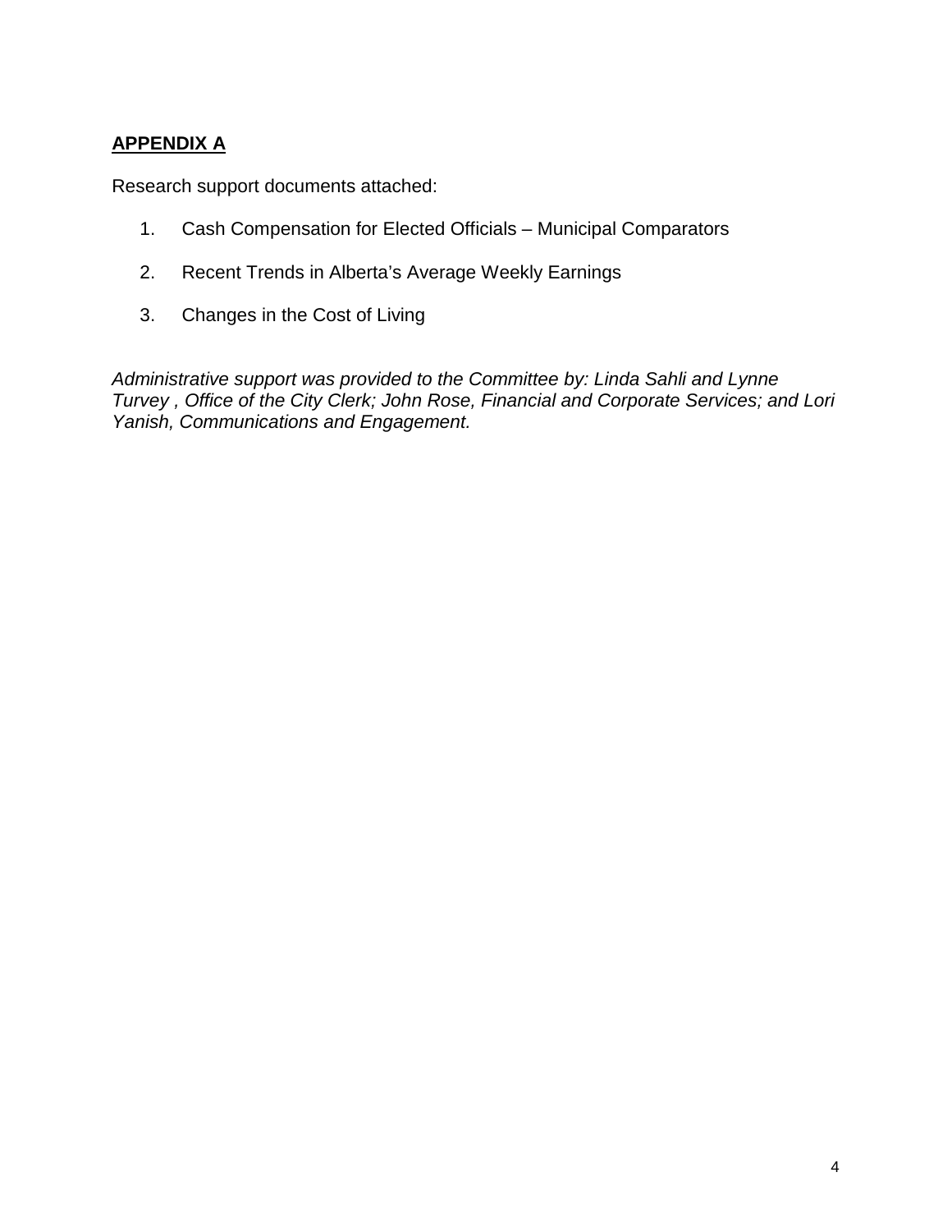## **APPENDIX A**

Research support documents attached:

1. Cash Compensation for Elected Officials – Municipal Comparators

2. Recent Trends in Alberta's Average Weekly Earnings

3. Changes in the Cost of Living

*Administrative support was provided to the Committee by: Linda Sahli and Lynne Turvey , Office of the City Clerk; John Rose, Financial and Corporate Services; and Lori Yanish, Communications and Engagement.*